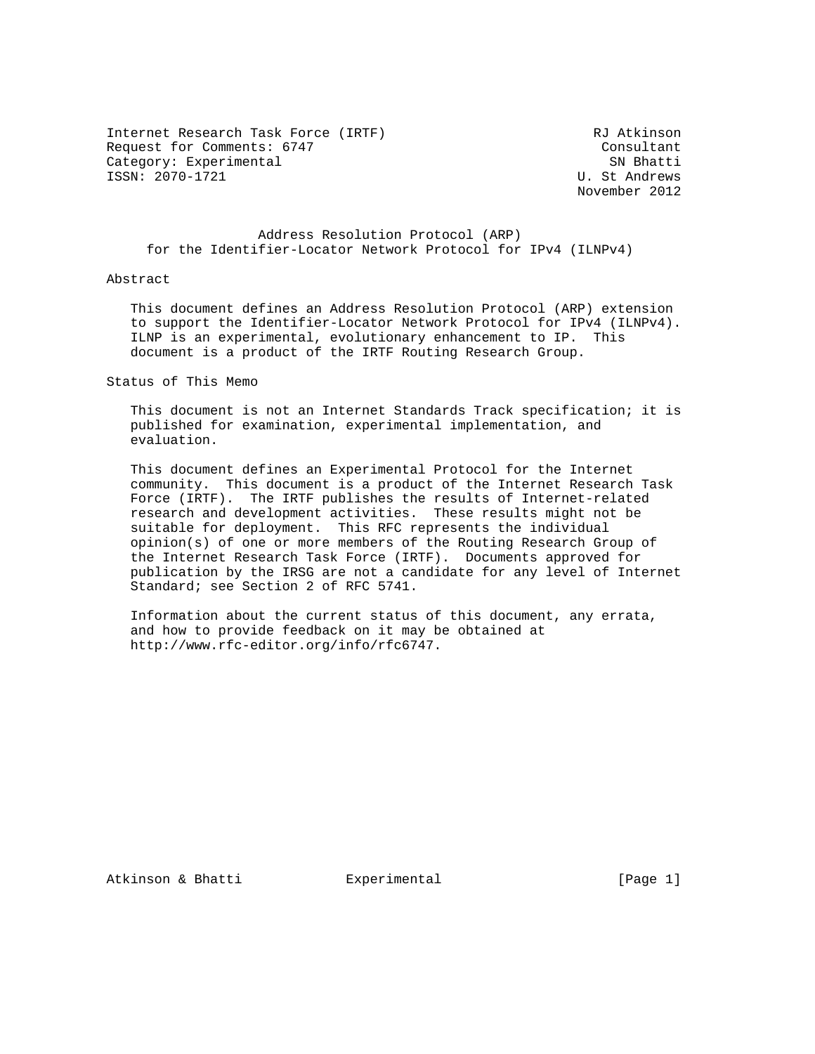Internet Research Task Force (IRTF) — RJ Atkinson, Consultant
Request for Comments: 6747 — SN Bhatti, U. St Andrews
Category: Experimental
ISSN: 2070-1721
November 2012

# Address Resolution Protocol (ARP) for the Identifier-Locator Network Protocol for IPv4 (ILNPv4)

## Abstract

This document defines an Address Resolution Protocol (ARP) extension to support the Identifier-Locator Network Protocol for IPv4 (ILNPv4). ILNP is an experimental, evolutionary enhancement to IP. This document is a product of the IRTF Routing Research Group.

## Status of This Memo

This document is not an Internet Standards Track specification; it is published for examination, experimental implementation, and evaluation.

This document defines an Experimental Protocol for the Internet community. This document is a product of the Internet Research Task Force (IRTF). The IRTF publishes the results of Internet-related research and development activities. These results might not be suitable for deployment. This RFC represents the individual opinion(s) of one or more members of the Routing Research Group of the Internet Research Task Force (IRTF). Documents approved for publication by the IRSG are not a candidate for any level of Internet Standard; see Section 2 of RFC 5741.

Information about the current status of this document, any errata, and how to provide feedback on it may be obtained at http://www.rfc-editor.org/info/rfc6747.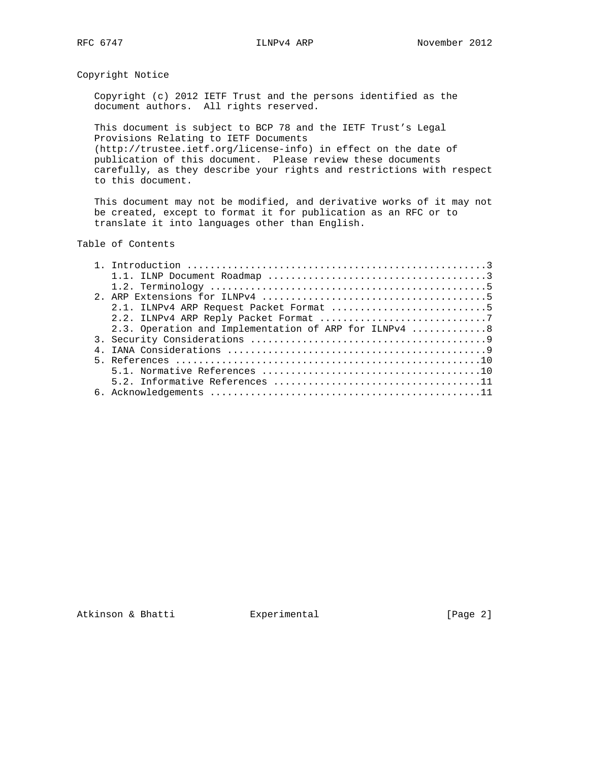## Copyright Notice

Copyright (c) 2012 IETF Trust and the persons identified as the document authors. All rights reserved.

This document is subject to BCP 78 and the IETF Trust's Legal Provisions Relating to IETF Documents (http://trustee.ietf.org/license-info) in effect on the date of publication of this document. Please review these documents carefully, as they describe your rights and restrictions with respect to this document.

This document may not be modified, and derivative works of it may not be created, except to format it for publication as an RFC or to translate it into languages other than English.

## Table of Contents

```
1. Introduction ....................................................3
   1.1. ILNP Document Roadmap .....................................3
   1.2. Terminology ...............................................5
2. ARP Extensions for ILNPv4 ......................................5
   2.1. ILNPv4 ARP Request Packet Format ..........................5
   2.2. ILNPv4 ARP Reply Packet Format ............................7
   2.3. Operation and Implementation of ARP for ILNPv4 ............8
3. Security Considerations ........................................9
4. IANA Considerations ............................................9
5. References ....................................................10
   5.1. Normative References .....................................10
   5.2. Informative References ...................................11
6. Acknowledgements ..............................................11
```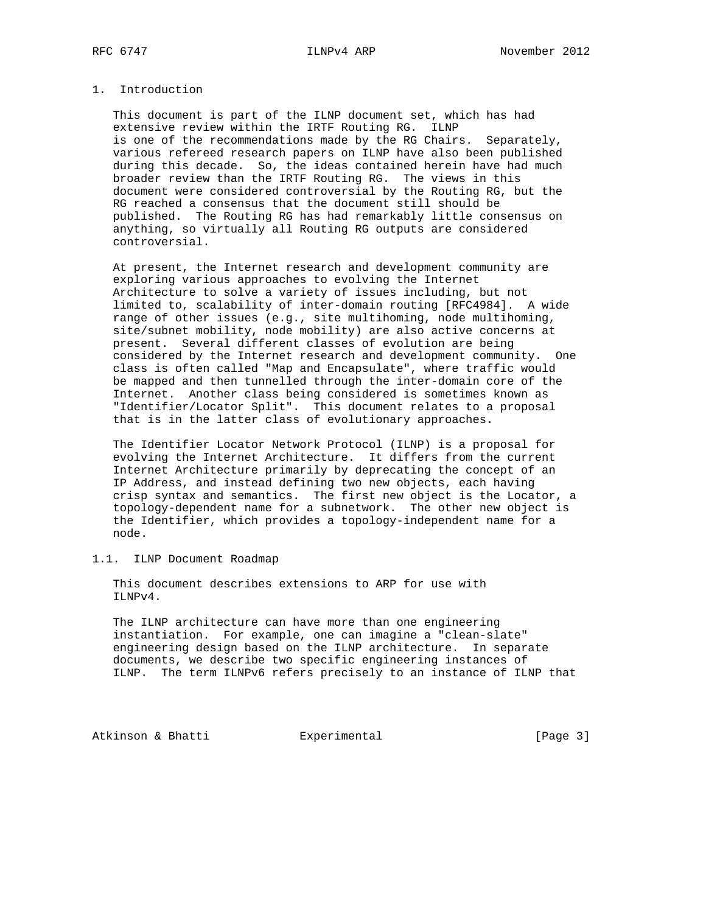## 1. Introduction

This document is part of the ILNP document set, which has had extensive review within the IRTF Routing RG. ILNP is one of the recommendations made by the RG Chairs. Separately, various refereed research papers on ILNP have also been published during this decade. So, the ideas contained herein have had much broader review than the IRTF Routing RG. The views in this document were considered controversial by the Routing RG, but the RG reached a consensus that the document still should be published. The Routing RG has had remarkably little consensus on anything, so virtually all Routing RG outputs are considered controversial.

At present, the Internet research and development community are exploring various approaches to evolving the Internet Architecture to solve a variety of issues including, but not limited to, scalability of inter-domain routing [RFC4984]. A wide range of other issues (e.g., site multihoming, node multihoming, site/subnet mobility, node mobility) are also active concerns at present. Several different classes of evolution are being considered by the Internet research and development community. One class is often called "Map and Encapsulate", where traffic would be mapped and then tunnelled through the inter-domain core of the Internet. Another class being considered is sometimes known as "Identifier/Locator Split". This document relates to a proposal that is in the latter class of evolutionary approaches.

The Identifier Locator Network Protocol (ILNP) is a proposal for evolving the Internet Architecture. It differs from the current Internet Architecture primarily by deprecating the concept of an IP Address, and instead defining two new objects, each having crisp syntax and semantics. The first new object is the Locator, a topology-dependent name for a subnetwork. The other new object is the Identifier, which provides a topology-independent name for a node.

### 1.1. ILNP Document Roadmap

This document describes extensions to ARP for use with ILNPv4.

The ILNP architecture can have more than one engineering instantiation. For example, one can imagine a "clean-slate" engineering design based on the ILNP architecture. In separate documents, we describe two specific engineering instances of ILNP. The term ILNPv6 refers precisely to an instance of ILNP that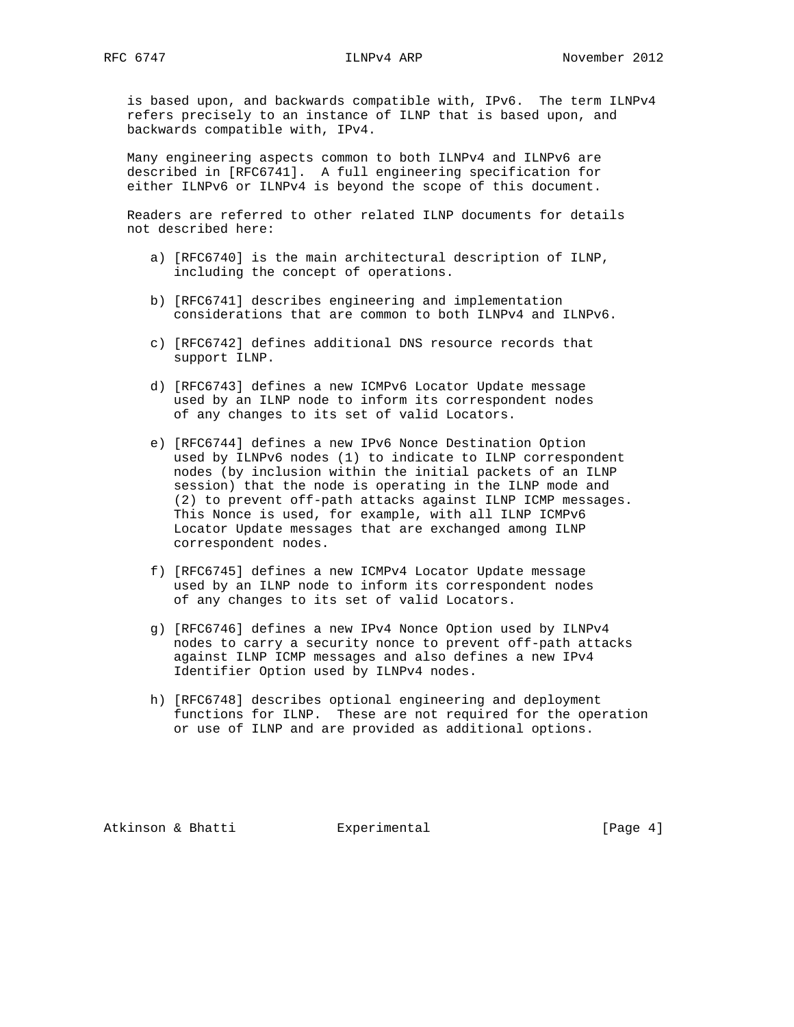is based upon, and backwards compatible with, IPv6. The term ILNPv4 refers precisely to an instance of ILNP that is based upon, and backwards compatible with, IPv4.

Many engineering aspects common to both ILNPv4 and ILNPv6 are described in [RFC6741]. A full engineering specification for either ILNPv6 or ILNPv4 is beyond the scope of this document.

Readers are referred to other related ILNP documents for details not described here:

a) [RFC6740] is the main architectural description of ILNP, including the concept of operations.

b) [RFC6741] describes engineering and implementation considerations that are common to both ILNPv4 and ILNPv6.

c) [RFC6742] defines additional DNS resource records that support ILNP.

d) [RFC6743] defines a new ICMPv6 Locator Update message used by an ILNP node to inform its correspondent nodes of any changes to its set of valid Locators.

e) [RFC6744] defines a new IPv6 Nonce Destination Option used by ILNPv6 nodes (1) to indicate to ILNP correspondent nodes (by inclusion within the initial packets of an ILNP session) that the node is operating in the ILNP mode and (2) to prevent off-path attacks against ILNP ICMP messages. This Nonce is used, for example, with all ILNP ICMPv6 Locator Update messages that are exchanged among ILNP correspondent nodes.

f) [RFC6745] defines a new ICMPv4 Locator Update message used by an ILNP node to inform its correspondent nodes of any changes to its set of valid Locators.

g) [RFC6746] defines a new IPv4 Nonce Option used by ILNPv4 nodes to carry a security nonce to prevent off-path attacks against ILNP ICMP messages and also defines a new IPv4 Identifier Option used by ILNPv4 nodes.

h) [RFC6748] describes optional engineering and deployment functions for ILNP. These are not required for the operation or use of ILNP and are provided as additional options.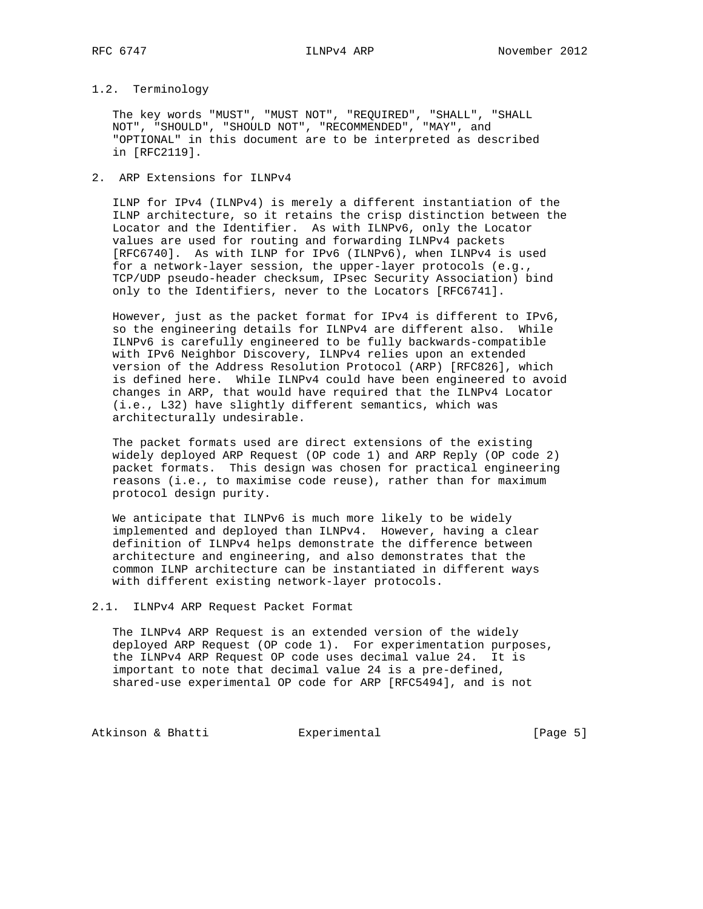## 1.2. Terminology

The key words "MUST", "MUST NOT", "REQUIRED", "SHALL", "SHALL NOT", "SHOULD", "SHOULD NOT", "RECOMMENDED", "MAY", and "OPTIONAL" in this document are to be interpreted as described in [RFC2119].

# 2. ARP Extensions for ILNPv4

ILNP for IPv4 (ILNPv4) is merely a different instantiation of the ILNP architecture, so it retains the crisp distinction between the Locator and the Identifier. As with ILNPv6, only the Locator values are used for routing and forwarding ILNPv4 packets [RFC6740]. As with ILNP for IPv6 (ILNPv6), when ILNPv4 is used for a network-layer session, the upper-layer protocols (e.g., TCP/UDP pseudo-header checksum, IPsec Security Association) bind only to the Identifiers, never to the Locators [RFC6741].

However, just as the packet format for IPv4 is different to IPv6, so the engineering details for ILNPv4 are different also. While ILNPv6 is carefully engineered to be fully backwards-compatible with IPv6 Neighbor Discovery, ILNPv4 relies upon an extended version of the Address Resolution Protocol (ARP) [RFC826], which is defined here. While ILNPv4 could have been engineered to avoid changes in ARP, that would have required that the ILNPv4 Locator (i.e., L32) have slightly different semantics, which was architecturally undesirable.

The packet formats used are direct extensions of the existing widely deployed ARP Request (OP code 1) and ARP Reply (OP code 2) packet formats. This design was chosen for practical engineering reasons (i.e., to maximise code reuse), rather than for maximum protocol design purity.

We anticipate that ILNPv6 is much more likely to be widely implemented and deployed than ILNPv4. However, having a clear definition of ILNPv4 helps demonstrate the difference between architecture and engineering, and also demonstrates that the common ILNP architecture can be instantiated in different ways with different existing network-layer protocols.

## 2.1. ILNPv4 ARP Request Packet Format

The ILNPv4 ARP Request is an extended version of the widely deployed ARP Request (OP code 1). For experimentation purposes, the ILNPv4 ARP Request OP code uses decimal value 24. It is important to note that decimal value 24 is a pre-defined, shared-use experimental OP code for ARP [RFC5494], and is not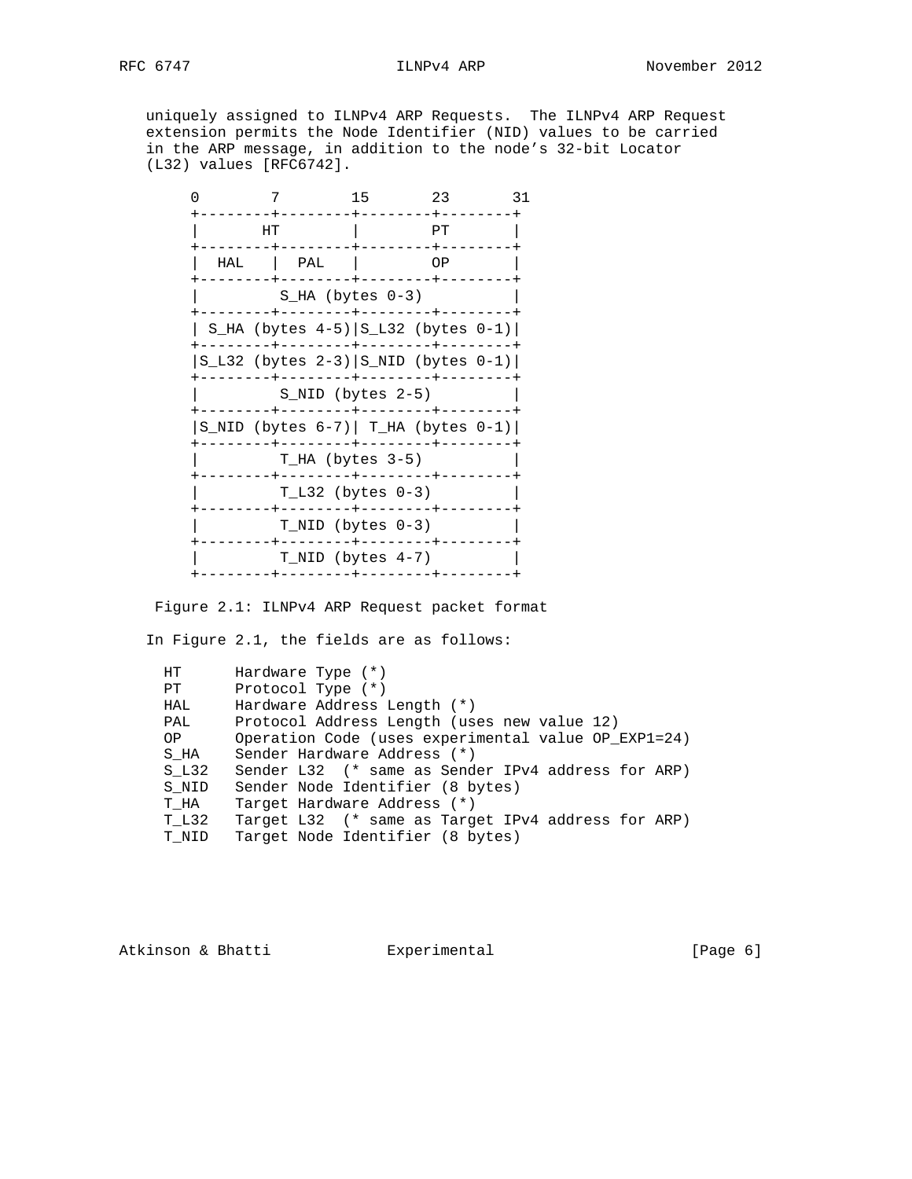uniquely assigned to ILNPv4 ARP Requests. The ILNPv4 ARP Request extension permits the Node Identifier (NID) values to be carried in the ARP message, in addition to the node's 32-bit Locator (L32) values [RFC6742].

```
 0        7        15       23       31
 +--------+--------+--------+--------+
 |       HT        |        PT       |
 +--------+--------+--------+--------+
 |  HAL   |  PAL   |        OP       |
 +--------+--------+--------+--------+
 |         S_HA (bytes 0-3)          |
 +--------+--------+--------+--------+
 | S_HA (bytes 4-5)|S_L32 (bytes 0-1)|
 +--------+--------+--------+--------+
 |S_L32 (bytes 2-3)|S_NID (bytes 0-1)|
 +--------+--------+--------+--------+
 |         S_NID (bytes 2-5)         |
 +--------+--------+--------+--------+
 |S_NID (bytes 6-7)| T_HA (bytes 0-1)|
 +--------+--------+--------+--------+
 |         T_HA (bytes 3-5)          |
 +--------+--------+--------+--------+
 |         T_L32 (bytes 0-3)         |
 +--------+--------+--------+--------+
 |         T_NID (bytes 0-3)         |
 +--------+--------+--------+--------+
 |         T_NID (bytes 4-7)         |
 +--------+--------+--------+--------+
```

Figure 2.1: ILNPv4 ARP Request packet format

In Figure 2.1, the fields are as follows:

```
HT      Hardware Type (*)
PT      Protocol Type (*)
HAL     Hardware Address Length (*)
PAL     Protocol Address Length (uses new value 12)
OP      Operation Code (uses experimental value OP_EXP1=24)
S_HA    Sender Hardware Address (*)
S_L32   Sender L32  (* same as Sender IPv4 address for ARP)
S_NID   Sender Node Identifier (8 bytes)
T_HA    Target Hardware Address (*)
T_L32   Target L32  (* same as Target IPv4 address for ARP)
T_NID   Target Node Identifier (8 bytes)
```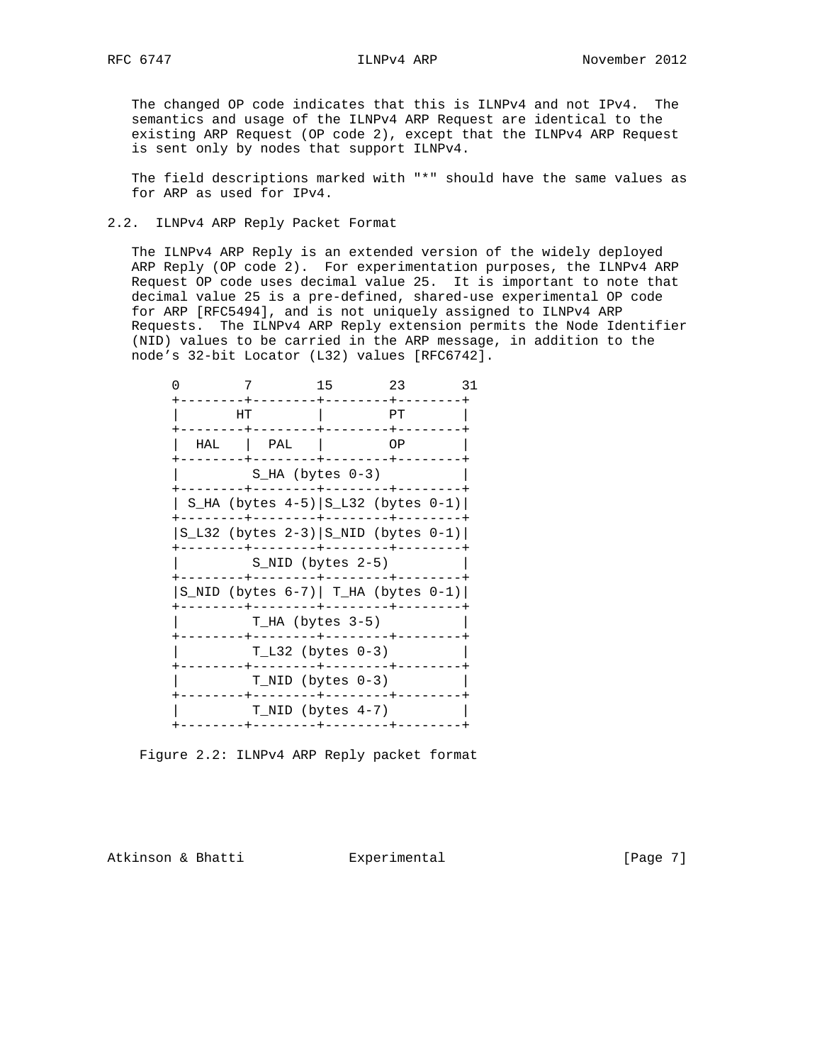The changed OP code indicates that this is ILNPv4 and not IPv4. The semantics and usage of the ILNPv4 ARP Request are identical to the existing ARP Request (OP code 2), except that the ILNPv4 ARP Request is sent only by nodes that support ILNPv4.

The field descriptions marked with "*" should have the same values as for ARP as used for IPv4.

### 2.2. ILNPv4 ARP Reply Packet Format

The ILNPv4 ARP Reply is an extended version of the widely deployed ARP Reply (OP code 2). For experimentation purposes, the ILNPv4 ARP Request OP code uses decimal value 25. It is important to note that decimal value 25 is a pre-defined, shared-use experimental OP code for ARP [RFC5494], and is not uniquely assigned to ILNPv4 ARP Requests. The ILNPv4 ARP Reply extension permits the Node Identifier (NID) values to be carried in the ARP message, in addition to the node's 32-bit Locator (L32) values [RFC6742].

```
0        7        15       23       31
+--------+--------+--------+--------+
|       HT        |        PT       |
+--------+--------+--------+--------+
|  HAL   |  PAL   |        OP       |
+--------+--------+--------+--------+
|         S_HA (bytes 0-3)          |
+--------+--------+--------+--------+
| S_HA (bytes 4-5)|S_L32 (bytes 0-1)|
+--------+--------+--------+--------+
|S_L32 (bytes 2-3)|S_NID (bytes 0-1)|
+--------+--------+--------+--------+
|         S_NID (bytes 2-5)         |
+--------+--------+--------+--------+
|S_NID (bytes 6-7)| T_HA (bytes 0-1)|
+--------+--------+--------+--------+
|         T_HA (bytes 3-5)          |
+--------+--------+--------+--------+
|         T_L32 (bytes 0-3)         |
+--------+--------+--------+--------+
|         T_NID (bytes 0-3)         |
+--------+--------+--------+--------+
|         T_NID (bytes 4-7)         |
+--------+--------+--------+--------+
```

Figure 2.2: ILNPv4 ARP Reply packet format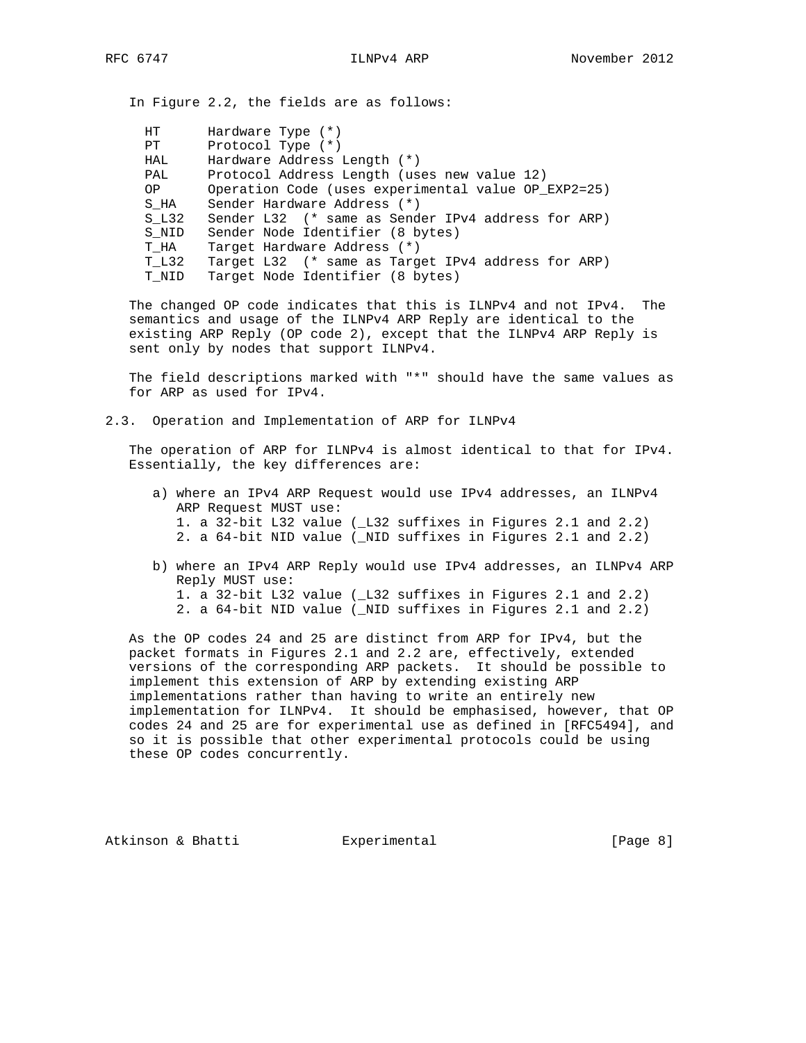In Figure 2.2, the fields are as follows:

| Field | Description |
| --- | --- |
| HT | Hardware Type (*) |
| PT | Protocol Type (*) |
| HAL | Hardware Address Length (*) |
| PAL | Protocol Address Length (uses new value 12) |
| OP | Operation Code (uses experimental value OP_EXP2=25) |
| S_HA | Sender Hardware Address (*) |
| S_L32 | Sender L32 (* same as Sender IPv4 address for ARP) |
| S_NID | Sender Node Identifier (8 bytes) |
| T_HA | Target Hardware Address (*) |
| T_L32 | Target L32 (* same as Target IPv4 address for ARP) |
| T_NID | Target Node Identifier (8 bytes) |

The changed OP code indicates that this is ILNPv4 and not IPv4. The semantics and usage of the ILNPv4 ARP Reply are identical to the existing ARP Reply (OP code 2), except that the ILNPv4 ARP Reply is sent only by nodes that support ILNPv4.

The field descriptions marked with "*" should have the same values as for ARP as used for IPv4.

## 2.3. Operation and Implementation of ARP for ILNPv4

The operation of ARP for ILNPv4 is almost identical to that for IPv4. Essentially, the key differences are:

a) where an IPv4 ARP Request would use IPv4 addresses, an ILNPv4 ARP Request MUST use:
   1. a 32-bit L32 value (_L32 suffixes in Figures 2.1 and 2.2)
   2. a 64-bit NID value (_NID suffixes in Figures 2.1 and 2.2)

b) where an IPv4 ARP Reply would use IPv4 addresses, an ILNPv4 ARP Reply MUST use:
   1. a 32-bit L32 value (_L32 suffixes in Figures 2.1 and 2.2)
   2. a 64-bit NID value (_NID suffixes in Figures 2.1 and 2.2)

As the OP codes 24 and 25 are distinct from ARP for IPv4, but the packet formats in Figures 2.1 and 2.2 are, effectively, extended versions of the corresponding ARP packets. It should be possible to implement this extension of ARP by extending existing ARP implementations rather than having to write an entirely new implementation for ILNPv4. It should be emphasised, however, that OP codes 24 and 25 are for experimental use as defined in [RFC5494], and so it is possible that other experimental protocols could be using these OP codes concurrently.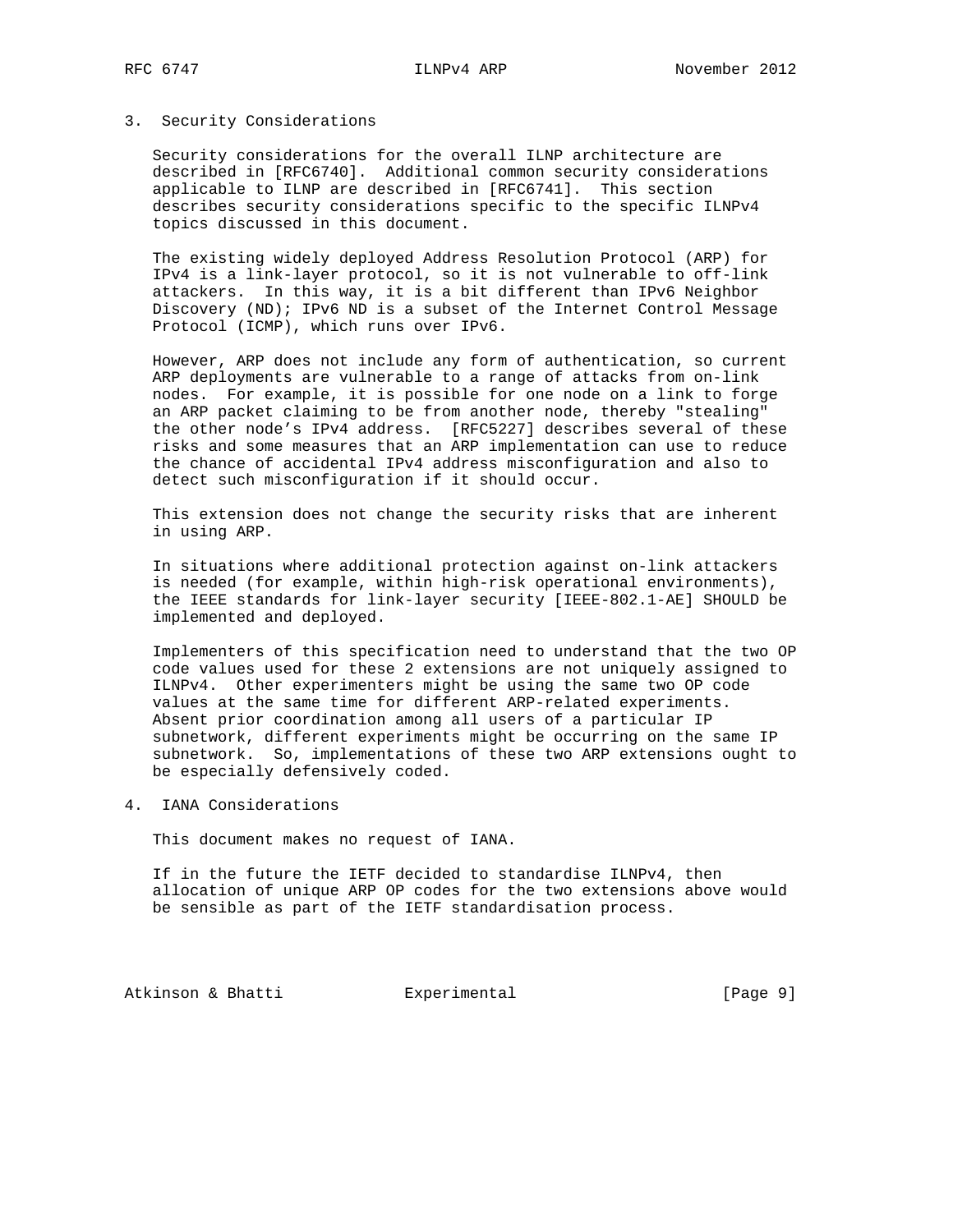## 3. Security Considerations

Security considerations for the overall ILNP architecture are described in [RFC6740]. Additional common security considerations applicable to ILNP are described in [RFC6741]. This section describes security considerations specific to the specific ILNPv4 topics discussed in this document.

The existing widely deployed Address Resolution Protocol (ARP) for IPv4 is a link-layer protocol, so it is not vulnerable to off-link attackers. In this way, it is a bit different than IPv6 Neighbor Discovery (ND); IPv6 ND is a subset of the Internet Control Message Protocol (ICMP), which runs over IPv6.

However, ARP does not include any form of authentication, so current ARP deployments are vulnerable to a range of attacks from on-link nodes. For example, it is possible for one node on a link to forge an ARP packet claiming to be from another node, thereby "stealing" the other node's IPv4 address. [RFC5227] describes several of these risks and some measures that an ARP implementation can use to reduce the chance of accidental IPv4 address misconfiguration and also to detect such misconfiguration if it should occur.

This extension does not change the security risks that are inherent in using ARP.

In situations where additional protection against on-link attackers is needed (for example, within high-risk operational environments), the IEEE standards for link-layer security [IEEE-802.1-AE] SHOULD be implemented and deployed.

Implementers of this specification need to understand that the two OP code values used for these 2 extensions are not uniquely assigned to ILNPv4. Other experimenters might be using the same two OP code values at the same time for different ARP-related experiments. Absent prior coordination among all users of a particular IP subnetwork, different experiments might be occurring on the same IP subnetwork. So, implementations of these two ARP extensions ought to be especially defensively coded.

## 4. IANA Considerations

This document makes no request of IANA.

If in the future the IETF decided to standardise ILNPv4, then allocation of unique ARP OP codes for the two extensions above would be sensible as part of the IETF standardisation process.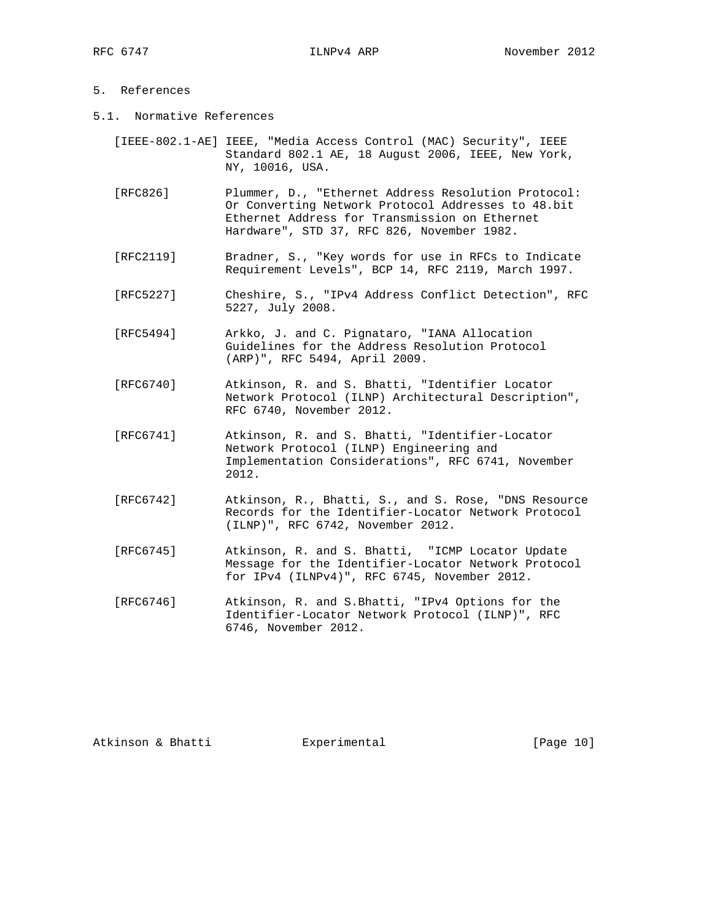# 5. References

## 5.1. Normative References

[IEEE-802.1-AE] IEEE, "Media Access Control (MAC) Security", IEEE Standard 802.1 AE, 18 August 2006, IEEE, New York, NY, 10016, USA.

[RFC826] Plummer, D., "Ethernet Address Resolution Protocol: Or Converting Network Protocol Addresses to 48.bit Ethernet Address for Transmission on Ethernet Hardware", STD 37, RFC 826, November 1982.

[RFC2119] Bradner, S., "Key words for use in RFCs to Indicate Requirement Levels", BCP 14, RFC 2119, March 1997.

[RFC5227] Cheshire, S., "IPv4 Address Conflict Detection", RFC 5227, July 2008.

[RFC5494] Arkko, J. and C. Pignataro, "IANA Allocation Guidelines for the Address Resolution Protocol (ARP)", RFC 5494, April 2009.

[RFC6740] Atkinson, R. and S. Bhatti, "Identifier Locator Network Protocol (ILNP) Architectural Description", RFC 6740, November 2012.

[RFC6741] Atkinson, R. and S. Bhatti, "Identifier-Locator Network Protocol (ILNP) Engineering and Implementation Considerations", RFC 6741, November 2012.

[RFC6742] Atkinson, R., Bhatti, S., and S. Rose, "DNS Resource Records for the Identifier-Locator Network Protocol (ILNP)", RFC 6742, November 2012.

[RFC6745] Atkinson, R. and S. Bhatti, "ICMP Locator Update Message for the Identifier-Locator Network Protocol for IPv4 (ILNPv4)", RFC 6745, November 2012.

[RFC6746] Atkinson, R. and S.Bhatti, "IPv4 Options for the Identifier-Locator Network Protocol (ILNP)", RFC 6746, November 2012.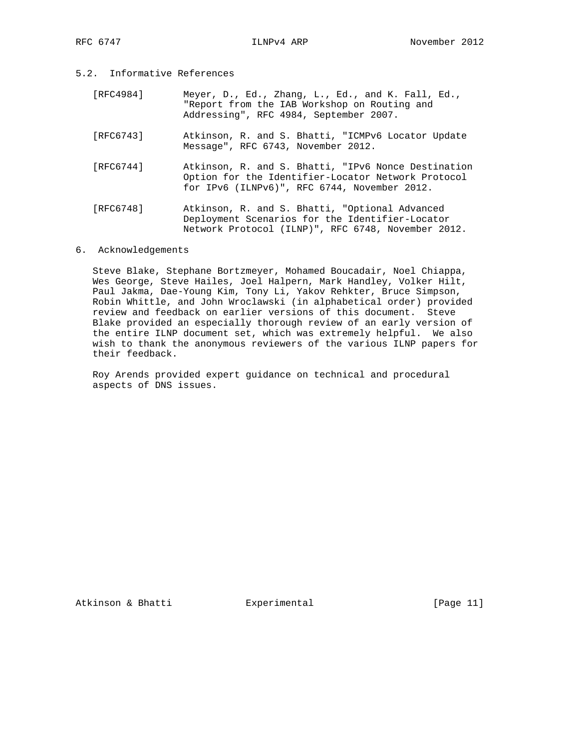## 5.2. Informative References

[RFC4984] Meyer, D., Ed., Zhang, L., Ed., and K. Fall, Ed., "Report from the IAB Workshop on Routing and Addressing", RFC 4984, September 2007.

[RFC6743] Atkinson, R. and S. Bhatti, "ICMPv6 Locator Update Message", RFC 6743, November 2012.

[RFC6744] Atkinson, R. and S. Bhatti, "IPv6 Nonce Destination Option for the Identifier-Locator Network Protocol for IPv6 (ILNPv6)", RFC 6744, November 2012.

[RFC6748] Atkinson, R. and S. Bhatti, "Optional Advanced Deployment Scenarios for the Identifier-Locator Network Protocol (ILNP)", RFC 6748, November 2012.

# 6. Acknowledgements

Steve Blake, Stephane Bortzmeyer, Mohamed Boucadair, Noel Chiappa, Wes George, Steve Hailes, Joel Halpern, Mark Handley, Volker Hilt, Paul Jakma, Dae-Young Kim, Tony Li, Yakov Rehkter, Bruce Simpson, Robin Whittle, and John Wroclawski (in alphabetical order) provided review and feedback on earlier versions of this document. Steve Blake provided an especially thorough review of an early version of the entire ILNP document set, which was extremely helpful. We also wish to thank the anonymous reviewers of the various ILNP papers for their feedback.

Roy Arends provided expert guidance on technical and procedural aspects of DNS issues.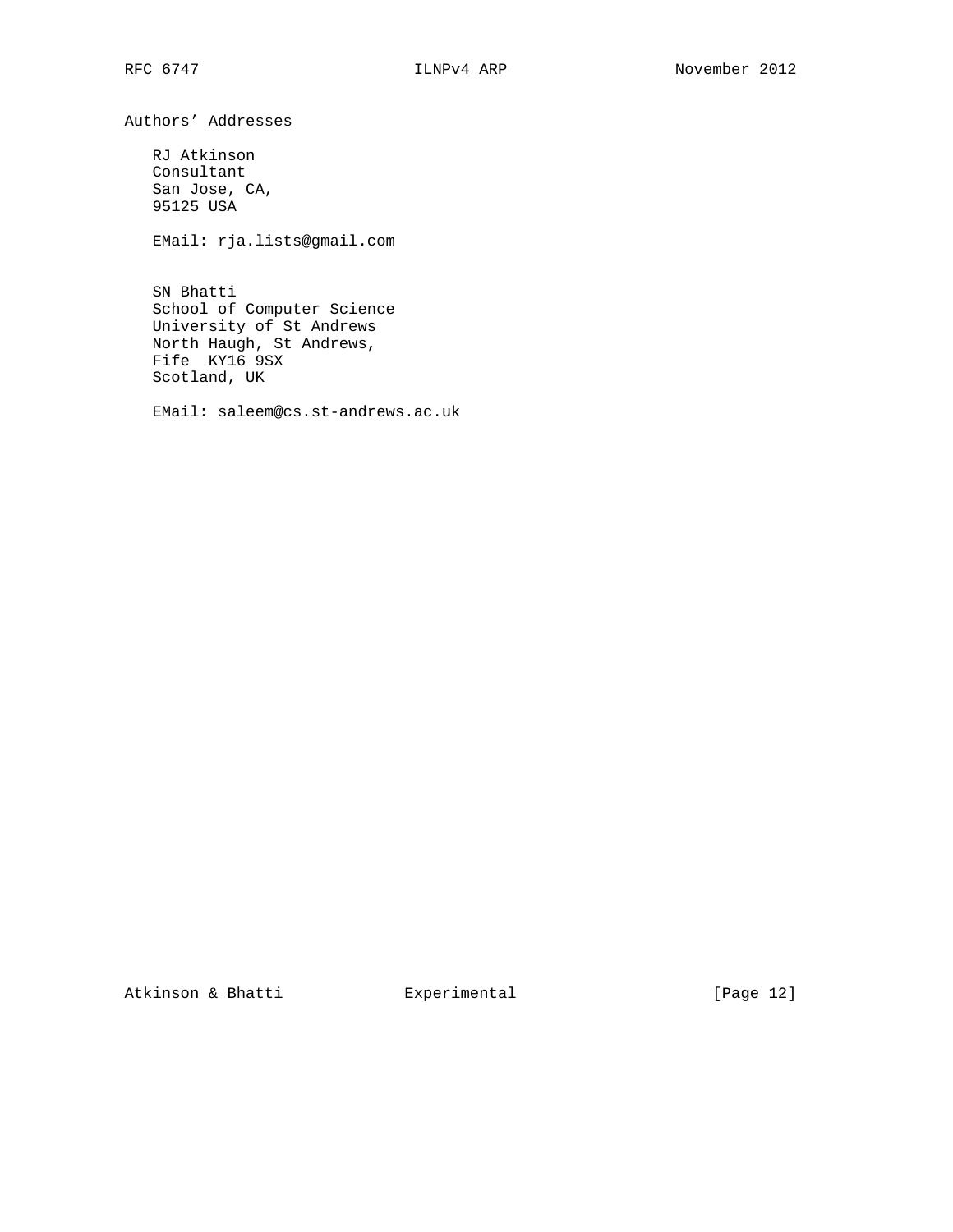## Authors' Addresses

RJ Atkinson
Consultant
San Jose, CA,
95125 USA

EMail: rja.lists@gmail.com

SN Bhatti
School of Computer Science
University of St Andrews
North Haugh, St Andrews,
Fife KY16 9SX
Scotland, UK

EMail: saleem@cs.st-andrews.ac.uk